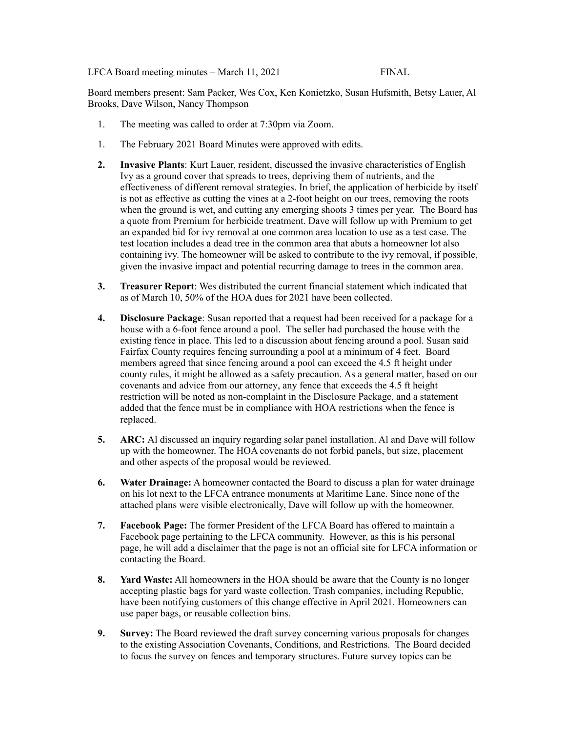LFCA Board meeting minutes – March 11, 2021 FINAL

Board members present: Sam Packer, Wes Cox, Ken Konietzko, Susan Hufsmith, Betsy Lauer, Al Brooks, Dave Wilson, Nancy Thompson

1. The meeting was called to order at 7:30pm via Zoom.

1. The February 2021 Board Minutes were approved with edits.

2. **Invasive Plants**: Kurt Lauer, resident, discussed the invasive characteristics of English Ivy as a ground cover that spreads to trees, depriving them of nutrients, and the effectiveness of different removal strategies. In brief, the application of herbicide by itself is not as effective as cutting the vines at a 2-foot height on our trees, removing the roots when the ground is wet, and cutting any emerging shoots 3 times per year. The Board has a quote from Premium for herbicide treatment. Dave will follow up with Premium to get an expanded bid for ivy removal at one common area location to use as a test case. The test location includes a dead tree in the common area that abuts a homeowner lot also containing ivy. The homeowner will be asked to contribute to the ivy removal, if possible, given the invasive impact and potential recurring damage to trees in the common area.

3. **Treasurer Report**: Wes distributed the current financial statement which indicated that as of March 10, 50% of the HOA dues for 2021 have been collected.

4. **Disclosure Package**: Susan reported that a request had been received for a package for a house with a 6-foot fence around a pool. The seller had purchased the house with the existing fence in place. This led to a discussion about fencing around a pool. Susan said Fairfax County requires fencing surrounding a pool at a minimum of 4 feet. Board members agreed that since fencing around a pool can exceed the 4.5 ft height under county rules, it might be allowed as a safety precaution. As a general matter, based on our covenants and advice from our attorney, any fence that exceeds the 4.5 ft height restriction will be noted as non-complaint in the Disclosure Package, and a statement added that the fence must be in compliance with HOA restrictions when the fence is replaced.

5. **ARC:** Al discussed an inquiry regarding solar panel installation. Al and Dave will follow up with the homeowner. The HOA covenants do not forbid panels, but size, placement and other aspects of the proposal would be reviewed.

6. **Water Drainage:** A homeowner contacted the Board to discuss a plan for water drainage on his lot next to the LFCA entrance monuments at Maritime Lane. Since none of the attached plans were visible electronically, Dave will follow up with the homeowner.

7. **Facebook Page:** The former President of the LFCA Board has offered to maintain a Facebook page pertaining to the LFCA community. However, as this is his personal page, he will add a disclaimer that the page is not an official site for LFCA information or contacting the Board.

8. **Yard Waste:** All homeowners in the HOA should be aware that the County is no longer accepting plastic bags for yard waste collection. Trash companies, including Republic, have been notifying customers of this change effective in April 2021. Homeowners can use paper bags, or reusable collection bins.

9. **Survey:** The Board reviewed the draft survey concerning various proposals for changes to the existing Association Covenants, Conditions, and Restrictions. The Board decided to focus the survey on fences and temporary structures. Future survey topics can be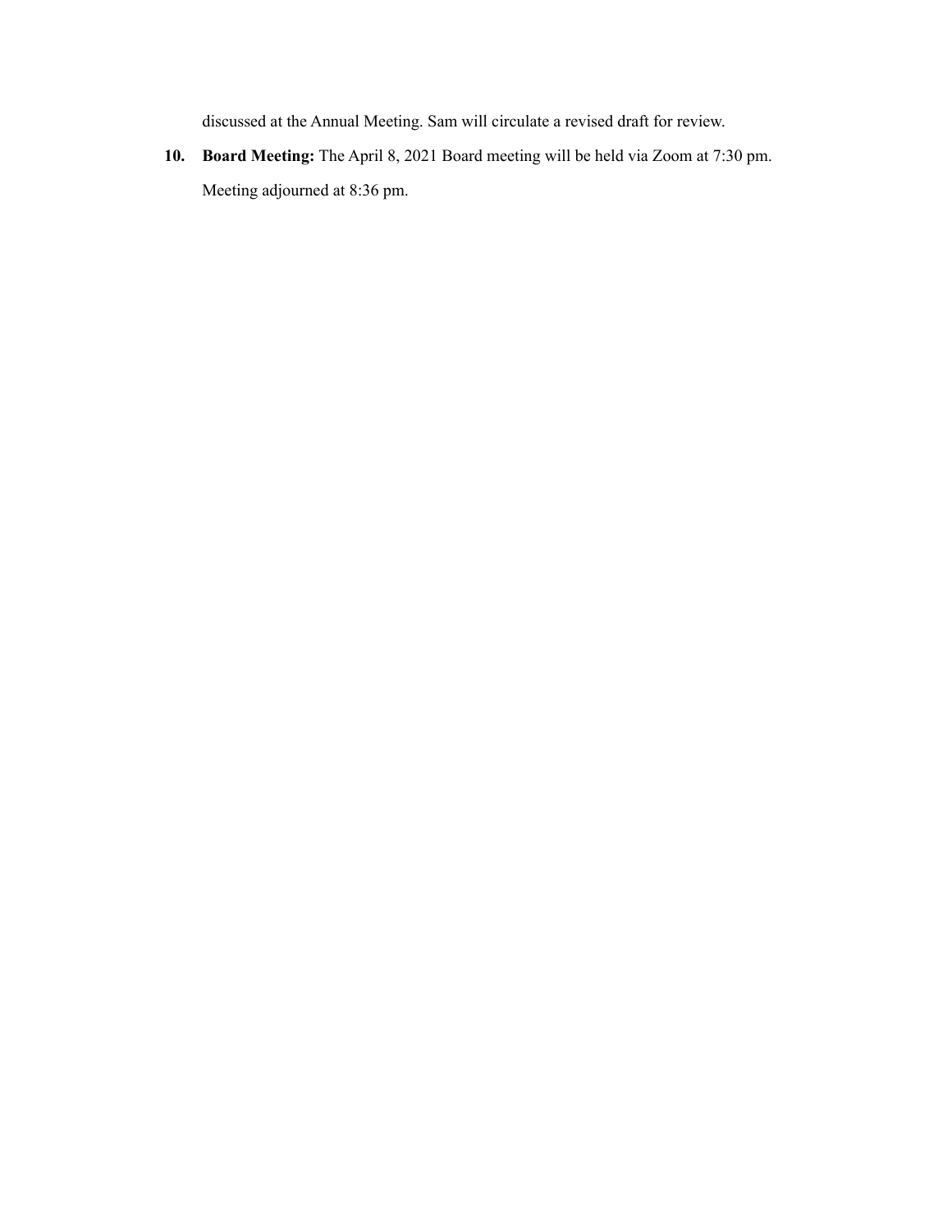discussed at the Annual Meeting. Sam will circulate a revised draft for review.

10. **Board Meeting:** The April 8, 2021 Board meeting will be held via Zoom at 7:30 pm.

Meeting adjourned at 8:36 pm.